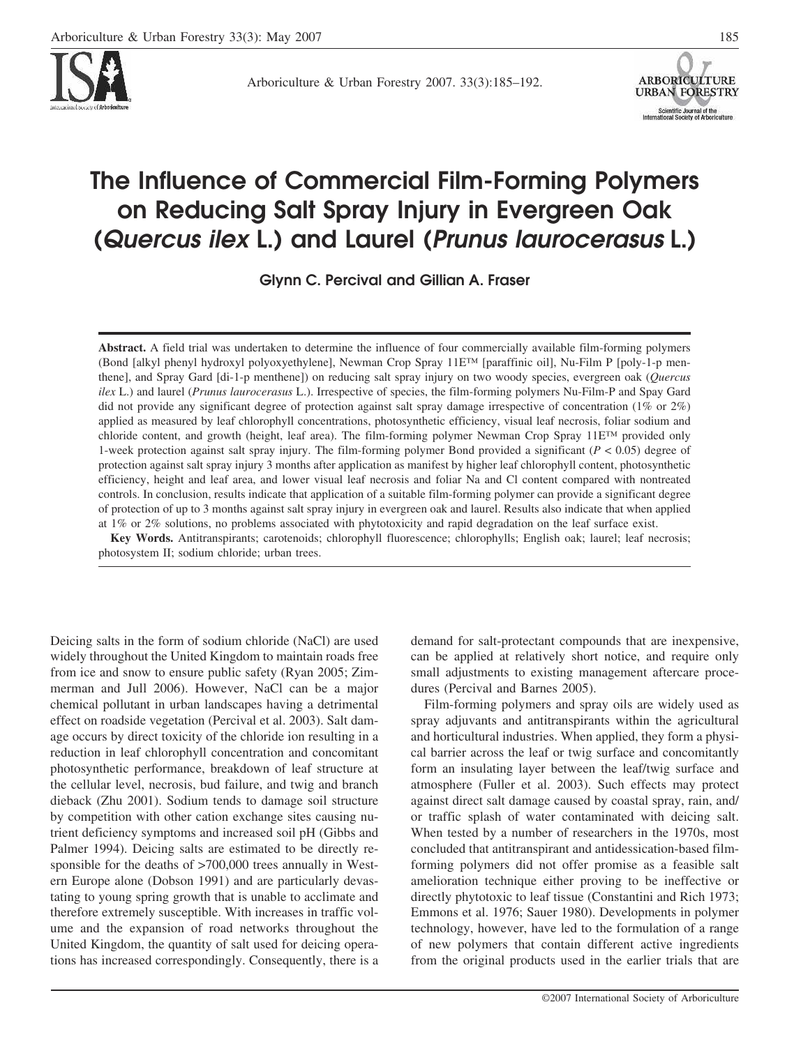# The Influence of Commercial Film-Forming Polymers on Reducing Salt Spray Injury in Evergreen Oak (*Quercus ilex* L.) and Laurel (*Prunus laurocerasus* L.)

**Glynn C. Percival and Gillian A. Fraser**

**Abstract.** A field trial was undertaken to determine the influence of four commercially available film-forming polymers (Bond [alkyl phenyl hydroxyl polyoxyethylene], Newman Crop Spray 11E™ [paraffinic oil], Nu-Film P [poly-1-p menthene], and Spray Gard [di-1-p menthene]) on reducing salt spray injury on two woody species, evergreen oak (*Quercus ilex* L.) and laurel (*Prunus laurocerasus* L.). Irrespective of species, the film-forming polymers Nu-Film-P and Spay Gard did not provide any significant degree of protection against salt spray damage irrespective of concentration (1% or 2%) applied as measured by leaf chlorophyll concentrations, photosynthetic efficiency, visual leaf necrosis, foliar sodium and chloride content, and growth (height, leaf area). The film-forming polymer Newman Crop Spray 11E™ provided only 1-week protection against salt spray injury. The film-forming polymer Bond provided a significant ($P < 0.05$) degree of protection against salt spray injury 3 months after application as manifest by higher leaf chlorophyll content, photosynthetic efficiency, height and leaf area, and lower visual leaf necrosis and foliar Na and Cl content compared with nontreated controls. In conclusion, results indicate that application of a suitable film-forming polymer can provide a significant degree of protection of up to 3 months against salt spray injury in evergreen oak and laurel. Results also indicate that when applied at 1% or 2% solutions, no problems associated with phytotoxicity and rapid degradation on the leaf surface exist.

**Key Words.** Antitranspirants; carotenoids; chlorophyll fluorescence; chlorophylls; English oak; laurel; leaf necrosis; photosystem II; sodium chloride; urban trees.

Deicing salts in the form of sodium chloride (NaCl) are used widely throughout the United Kingdom to maintain roads free from ice and snow to ensure public safety (Ryan 2005; Zimmerman and Jull 2006). However, NaCl can be a major chemical pollutant in urban landscapes having a detrimental effect on roadside vegetation (Percival et al. 2003). Salt damage occurs by direct toxicity of the chloride ion resulting in a reduction in leaf chlorophyll concentration and concomitant photosynthetic performance, breakdown of leaf structure at the cellular level, necrosis, bud failure, and twig and branch dieback (Zhu 2001). Sodium tends to damage soil structure by competition with other cation exchange sites causing nutrient deficiency symptoms and increased soil pH (Gibbs and Palmer 1994). Deicing salts are estimated to be directly responsible for the deaths of >700,000 trees annually in Western Europe alone (Dobson 1991) and are particularly devastating to young spring growth that is unable to acclimate and therefore extremely susceptible. With increases in traffic volume and the expansion of road networks throughout the United Kingdom, the quantity of salt used for deicing operations has increased correspondingly. Consequently, there is a demand for salt-protectant compounds that are inexpensive, can be applied at relatively short notice, and require only small adjustments to existing management aftercare procedures (Percival and Barnes 2005).

Film-forming polymers and spray oils are widely used as spray adjuvants and antitranspirants within the agricultural and horticultural industries. When applied, they form a physical barrier across the leaf or twig surface and concomitantly form an insulating layer between the leaf/twig surface and atmosphere (Fuller et al. 2003). Such effects may protect against direct salt damage caused by coastal spray, rain, and/or traffic splash of water contaminated with deicing salt. When tested by a number of researchers in the 1970s, most concluded that antitranspirant and antidessication-based film-forming polymers did not offer promise as a feasible salt amelioration technique either proving to be ineffective or directly phytotoxic to leaf tissue (Constantini and Rich 1973; Emmons et al. 1976; Sauer 1980). Developments in polymer technology, however, have led to the formulation of a range of new polymers that contain different active ingredients from the original products used in the earlier trials that are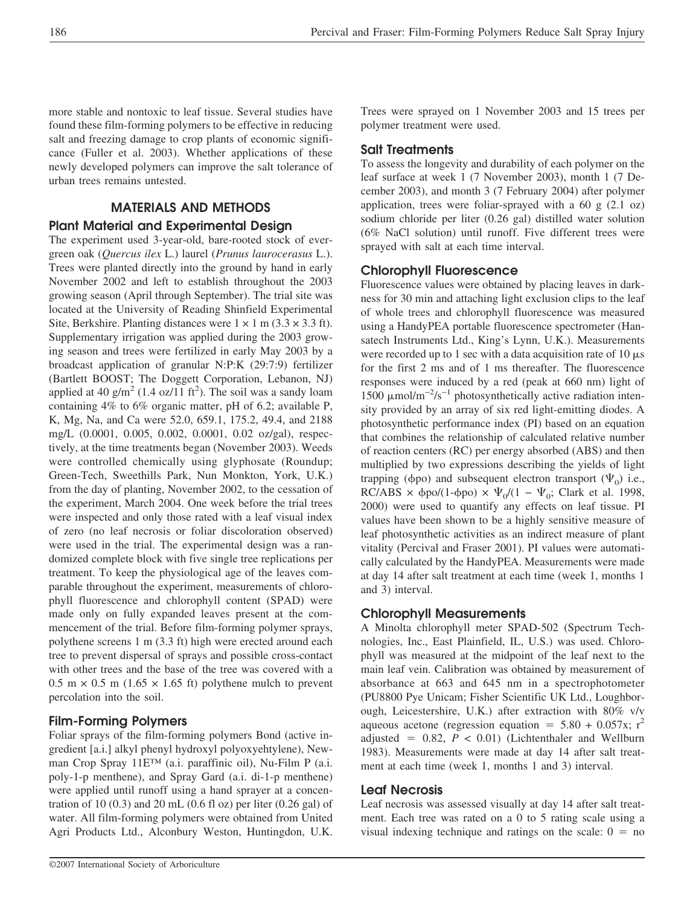more stable and nontoxic to leaf tissue. Several studies have found these film-forming polymers to be effective in reducing salt and freezing damage to crop plants of economic significance (Fuller et al. 2003). Whether applications of these newly developed polymers can improve the salt tolerance of urban trees remains untested.

## MATERIALS AND METHODS

### Plant Material and Experimental Design

The experiment used 3-year-old, bare-rooted stock of evergreen oak (*Quercus ilex* L.) laurel (*Prunus laurocerasus* L.). Trees were planted directly into the ground by hand in early November 2002 and left to establish throughout the 2003 growing season (April through September). The trial site was located at the University of Reading Shinfield Experimental Site, Berkshire. Planting distances were 1 × 1 m (3.3 × 3.3 ft). Supplementary irrigation was applied during the 2003 growing season and trees were fertilized in early May 2003 by a broadcast application of granular N:P:K (29:7:9) fertilizer (Bartlett BOOST; The Doggett Corporation, Lebanon, NJ) applied at 40 g/m$^2$ (1.4 oz/11 ft$^2$). The soil was a sandy loam containing 4% to 6% organic matter, pH of 6.2; available P, K, Mg, Na, and Ca were 52.0, 659.1, 175.2, 49.4, and 2188 mg/L (0.0001, 0.005, 0.002, 0.0001, 0.02 oz/gal), respectively, at the time treatments began (November 2003). Weeds were controlled chemically using glyphosate (Roundup; Green-Tech, Sweethills Park, Nun Monkton, York, U.K.) from the day of planting, November 2002, to the cessation of the experiment, March 2004. One week before the trial trees were inspected and only those rated with a leaf visual index of zero (no leaf necrosis or foliar discoloration observed) were used in the trial. The experimental design was a randomized complete block with five single tree replications per treatment. To keep the physiological age of the leaves comparable throughout the experiment, measurements of chlorophyll fluorescence and chlorophyll content (SPAD) were made only on fully expanded leaves present at the commencement of the trial. Before film-forming polymer sprays, polythene screens 1 m (3.3 ft) high were erected around each tree to prevent dispersal of sprays and possible cross-contact with other trees and the base of the tree was covered with a 0.5 m × 0.5 m (1.65 × 1.65 ft) polythene mulch to prevent percolation into the soil.

### Film-Forming Polymers

Foliar sprays of the film-forming polymers Bond (active ingredient [a.i.] alkyl phenyl hydroxyl polyoxyehtylene), Newman Crop Spray 11E™ (a.i. paraffinic oil), Nu-Film P (a.i. poly-1-p menthene), and Spray Gard (a.i. di-1-p menthene) were applied until runoff using a hand sprayer at a concentration of 10 (0.3) and 20 mL (0.6 fl oz) per liter (0.26 gal) of water. All film-forming polymers were obtained from United Agri Products Ltd., Alconbury Weston, Huntingdon, U.K. Trees were sprayed on 1 November 2003 and 15 trees per polymer treatment were used.

### Salt Treatments

To assess the longevity and durability of each polymer on the leaf surface at week 1 (7 November 2003), month 1 (7 December 2003), and month 3 (7 February 2004) after polymer application, trees were foliar-sprayed with a 60 g (2.1 oz) sodium chloride per liter (0.26 gal) distilled water solution (6% NaCl solution) until runoff. Five different trees were sprayed with salt at each time interval.

### Chlorophyll Fluorescence

Fluorescence values were obtained by placing leaves in darkness for 30 min and attaching light exclusion clips to the leaf of whole trees and chlorophyll fluorescence was measured using a HandyPEA portable fluorescence spectrometer (Hansatech Instruments Ltd., King's Lynn, U.K.). Measurements were recorded up to 1 sec with a data acquisition rate of 10 μs for the first 2 ms and of 1 ms thereafter. The fluorescence responses were induced by a red (peak at 660 nm) light of 1500 μmol/m$^{-2}$/s$^{-1}$ photosynthetically active radiation intensity provided by an array of six red light-emitting diodes. A photosynthetic performance index (PI) based on an equation that combines the relationship of calculated relative number of reaction centers (RC) per energy absorbed (ABS) and then multiplied by two expressions describing the yields of light trapping ($\phi$po) and subsequent electron transport ($\Psi_0$) i.e., RC/ABS × $\phi$po/(1-$\phi$po) × $\Psi_0/(1 - \Psi_0$; Clark et al. 1998, 2000) were used to quantify any effects on leaf tissue. PI values have been shown to be a highly sensitive measure of leaf photosynthetic activities as an indirect measure of plant vitality (Percival and Fraser 2001). PI values were automatically calculated by the HandyPEA. Measurements were made at day 14 after salt treatment at each time (week 1, months 1 and 3) interval.

### Chlorophyll Measurements

A Minolta chlorophyll meter SPAD-502 (Spectrum Technologies, Inc., East Plainfield, IL, U.S.) was used. Chlorophyll was measured at the midpoint of the leaf next to the main leaf vein. Calibration was obtained by measurement of absorbance at 663 and 645 nm in a spectrophotometer (PU8800 Pye Unicam; Fisher Scientific UK Ltd., Loughborough, Leicestershire, U.K.) after extraction with 80% v/v aqueous acetone (regression equation = 5.80 + 0.057x; $r^2$ adjusted = 0.82, $P < 0.01$) (Lichtenthaler and Wellburn 1983). Measurements were made at day 14 after salt treatment at each time (week 1, months 1 and 3) interval.

### Leaf Necrosis

Leaf necrosis was assessed visually at day 14 after salt treatment. Each tree was rated on a 0 to 5 rating scale using a visual indexing technique and ratings on the scale: 0 = no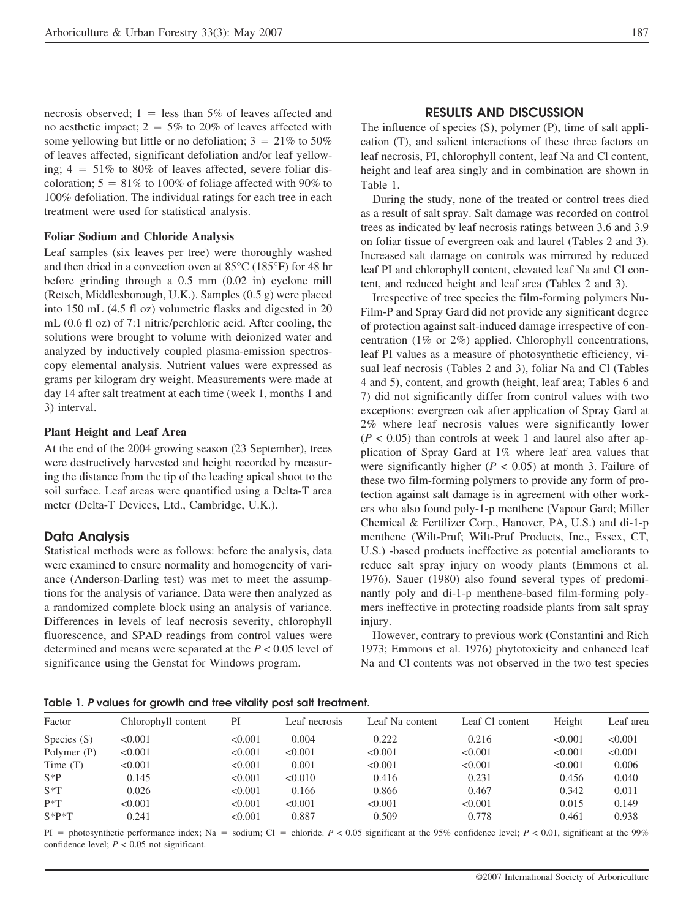necrosis observed; 1 = less than 5% of leaves affected and no aesthetic impact; 2 = 5% to 20% of leaves affected with some yellowing but little or no defoliation; 3 = 21% to 50% of leaves affected, significant defoliation and/or leaf yellowing; 4 = 51% to 80% of leaves affected, severe foliar discoloration; 5 = 81% to 100% of foliage affected with 90% to 100% defoliation. The individual ratings for each tree in each treatment were used for statistical analysis.

### Foliar Sodium and Chloride Analysis

Leaf samples (six leaves per tree) were thoroughly washed and then dried in a convection oven at 85°C (185°F) for 48 hr before grinding through a 0.5 mm (0.02 in) cyclone mill (Retsch, Middlesborough, U.K.). Samples (0.5 g) were placed into 150 mL (4.5 fl oz) volumetric flasks and digested in 20 mL (0.6 fl oz) of 7:1 nitric/perchloric acid. After cooling, the solutions were brought to volume with deionized water and analyzed by inductively coupled plasma-emission spectroscopy elemental analysis. Nutrient values were expressed as grams per kilogram dry weight. Measurements were made at day 14 after salt treatment at each time (week 1, months 1 and 3) interval.

### Plant Height and Leaf Area

At the end of the 2004 growing season (23 September), trees were destructively harvested and height recorded by measuring the distance from the tip of the leading apical shoot to the soil surface. Leaf areas were quantified using a Delta-T area meter (Delta-T Devices, Ltd., Cambridge, U.K.).

## Data Analysis

Statistical methods were as follows: before the analysis, data were examined to ensure normality and homogeneity of variance (Anderson-Darling test) was met to meet the assumptions for the analysis of variance. Data were then analyzed as a randomized complete block using an analysis of variance. Differences in levels of leaf necrosis severity, chlorophyll fluorescence, and SPAD readings from control values were determined and means were separated at the $P < 0.05$ level of significance using the Genstat for Windows program.

## RESULTS AND DISCUSSION

The influence of species (S), polymer (P), time of salt application (T), and salient interactions of these three factors on leaf necrosis, PI, chlorophyll content, leaf Na and Cl content, height and leaf area singly and in combination are shown in Table 1.

During the study, none of the treated or control trees died as a result of salt spray. Salt damage was recorded on control trees as indicated by leaf necrosis ratings between 3.6 and 3.9 on foliar tissue of evergreen oak and laurel (Tables 2 and 3). Increased salt damage on controls was mirrored by reduced leaf PI and chlorophyll content, elevated leaf Na and Cl content, and reduced height and leaf area (Tables 2 and 3).

Irrespective of tree species the film-forming polymers Nu-Film-P and Spray Gard did not provide any significant degree of protection against salt-induced damage irrespective of concentration (1% or 2%) applied. Chlorophyll concentrations, leaf PI values as a measure of photosynthetic efficiency, visual leaf necrosis (Tables 2 and 3), foliar Na and Cl (Tables 4 and 5), content, and growth (height, leaf area; Tables 6 and 7) did not significantly differ from control values with two exceptions: evergreen oak after application of Spray Gard at 2% where leaf necrosis values were significantly lower ($P < 0.05$) than controls at week 1 and laurel also after application of Spray Gard at 1% where leaf area values that were significantly higher ($P < 0.05$) at month 3. Failure of these two film-forming polymers to provide any form of protection against salt damage is in agreement with other workers who also found poly-1-p menthene (Vapour Gard; Miller Chemical & Fertilizer Corp., Hanover, PA, U.S.) and di-1-p menthene (Wilt-Pruf; Wilt-Pruf Products, Inc., Essex, CT, U.S.) -based products ineffective as potential ameliorants to reduce salt spray injury on woody plants (Emmons et al. 1976). Sauer (1980) also found several types of predominantly poly and di-1-p menthene-based film-forming polymers ineffective in protecting roadside plants from salt spray injury.

However, contrary to previous work (Constantini and Rich 1973; Emmons et al. 1976) phytotoxicity and enhanced leaf Na and Cl contents was not observed in the two test species

**Table 1. *P* values for growth and tree vitality post salt treatment.**

| Factor | Chlorophyll content | PI | Leaf necrosis | Leaf Na content | Leaf Cl content | Height | Leaf area |
|---|---|---|---|---|---|---|---|
| Species (S) | <0.001 | <0.001 | 0.004 | 0.222 | 0.216 | <0.001 | <0.001 |
| Polymer (P) | <0.001 | <0.001 | <0.001 | <0.001 | <0.001 | <0.001 | <0.001 |
| Time (T) | <0.001 | <0.001 | 0.001 | <0.001 | <0.001 | <0.001 | 0.006 |
| S*P | 0.145 | <0.001 | <0.010 | 0.416 | 0.231 | 0.456 | 0.040 |
| S*T | 0.026 | <0.001 | 0.166 | 0.866 | 0.467 | 0.342 | 0.011 |
| P*T | <0.001 | <0.001 | <0.001 | <0.001 | <0.001 | 0.015 | 0.149 |
| S*P*T | 0.241 | <0.001 | 0.887 | 0.509 | 0.778 | 0.461 | 0.938 |

PI = photosynthetic performance index; Na = sodium; Cl = chloride. $P < 0.05$ significant at the 95% confidence level; $P < 0.01$, significant at the 99% confidence level; $P < 0.05$ not significant.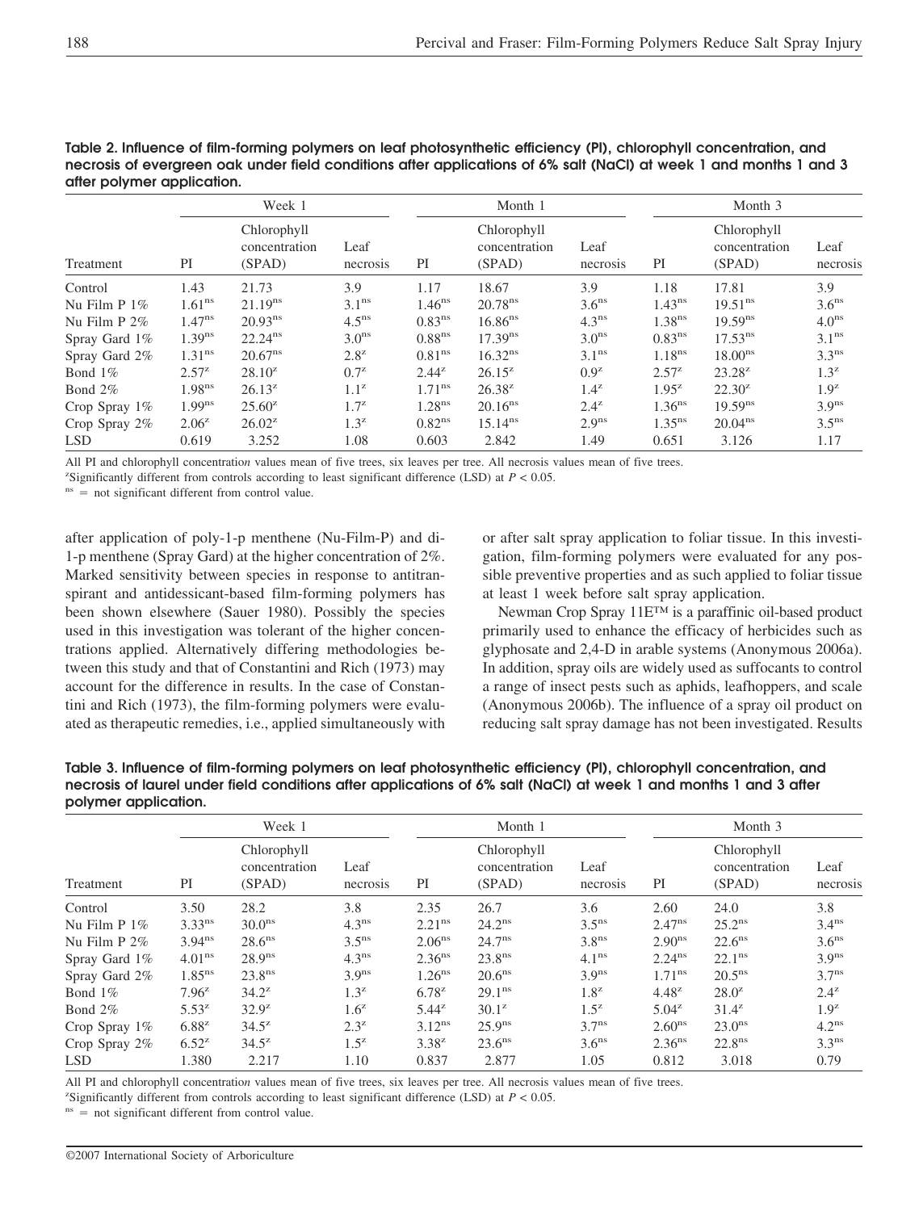**Table 2. Influence of film-forming polymers on leaf photosynthetic efficiency (PI), chlorophyll concentration, and necrosis of evergreen oak under field conditions after applications of 6% salt (NaCl) at week 1 and months 1 and 3 after polymer application.**

| | Week 1 | | | Month 1 | | | Month 3 | | |
|---|---|---|---|---|---|---|---|---|---|
| Treatment | PI | Chlorophyll concentration (SPAD) | Leaf necrosis | PI | Chlorophyll concentration (SPAD) | Leaf necrosis | PI | Chlorophyll concentration (SPAD) | Leaf necrosis |
| Control | 1.43 | 21.73 | 3.9 | 1.17 | 18.67 | 3.9 | 1.18 | 17.81 | 3.9 |
| Nu Film P 1% | 1.61$^{ns}$ | 21.19$^{ns}$ | 3.1$^{ns}$ | 1.46$^{ns}$ | 20.78$^{ns}$ | 3.6$^{ns}$ | 1.43$^{ns}$ | 19.51$^{ns}$ | 3.6$^{ns}$ |
| Nu Film P 2% | 1.47$^{ns}$ | 20.93$^{ns}$ | 4.5$^{ns}$ | 0.83$^{ns}$ | 16.86$^{ns}$ | 4.3$^{ns}$ | 1.38$^{ns}$ | 19.59$^{ns}$ | 4.0$^{ns}$ |
| Spray Gard 1% | 1.39$^{ns}$ | 22.24$^{ns}$ | 3.0$^{ns}$ | 0.88$^{ns}$ | 17.39$^{ns}$ | 3.0$^{ns}$ | 0.83$^{ns}$ | 17.53$^{ns}$ | 3.1$^{ns}$ |
| Spray Gard 2% | 1.31$^{ns}$ | 20.67$^{ns}$ | 2.8$^{z}$ | 0.81$^{ns}$ | 16.32$^{ns}$ | 3.1$^{ns}$ | 1.18$^{ns}$ | 18.00$^{ns}$ | 3.3$^{ns}$ |
| Bond 1% | 2.57$^{z}$ | 28.10$^{z}$ | 0.7$^{z}$ | 2.44$^{z}$ | 26.15$^{z}$ | 0.9$^{z}$ | 2.57$^{z}$ | 23.28$^{z}$ | 1.3$^{z}$ |
| Bond 2% | 1.98$^{ns}$ | 26.13$^{z}$ | 1.1$^{z}$ | 1.71$^{ns}$ | 26.38$^{z}$ | 1.4$^{z}$ | 1.95$^{z}$ | 22.30$^{z}$ | 1.9$^{z}$ |
| Crop Spray 1% | 1.99$^{ns}$ | 25.60$^{z}$ | 1.7$^{z}$ | 1.28$^{ns}$ | 20.16$^{ns}$ | 2.4$^{z}$ | 1.36$^{ns}$ | 19.59$^{ns}$ | 3.9$^{ns}$ |
| Crop Spray 2% | 2.06$^{z}$ | 26.02$^{z}$ | 1.3$^{z}$ | 0.82$^{ns}$ | 15.14$^{ns}$ | 2.9$^{ns}$ | 1.35$^{ns}$ | 20.04$^{ns}$ | 3.5$^{ns}$ |
| LSD | 0.619 | 3.252 | 1.08 | 0.603 | 2.842 | 1.49 | 0.651 | 3.126 | 1.17 |

All PI and chlorophyll concentration values mean of five trees, six leaves per tree. All necrosis values mean of five trees.

$^{z}$Significantly different from controls according to least significant difference (LSD) at $P < 0.05$.

$^{ns}$ = not significant different from control value.

after application of poly-1-p menthene (Nu-Film-P) and di-1-p menthene (Spray Gard) at the higher concentration of 2%. Marked sensitivity between species in response to antitranspirant and antidessicant-based film-forming polymers has been shown elsewhere (Sauer 1980). Possibly the species used in this investigation was tolerant of the higher concentrations applied. Alternatively differing methodologies between this study and that of Constantini and Rich (1973) may account for the difference in results. In the case of Constantini and Rich (1973), the film-forming polymers were evaluated as therapeutic remedies, i.e., applied simultaneously with or after salt spray application to foliar tissue. In this investigation, film-forming polymers were evaluated for any possible preventive properties and as such applied to foliar tissue at least 1 week before salt spray application.

Newman Crop Spray 11E™ is a paraffinic oil-based product primarily used to enhance the efficacy of herbicides such as glyphosate and 2,4-D in arable systems (Anonymous 2006a). In addition, spray oils are widely used as suffocants to control a range of insect pests such as aphids, leafhoppers, and scale (Anonymous 2006b). The influence of a spray oil product on reducing salt spray damage has not been investigated. Results

**Table 3. Influence of film-forming polymers on leaf photosynthetic efficiency (PI), chlorophyll concentration, and necrosis of laurel under field conditions after applications of 6% salt (NaCl) at week 1 and months 1 and 3 after polymer application.**

| | Week 1 | | | Month 1 | | | Month 3 | | |
|---|---|---|---|---|---|---|---|---|---|
| Treatment | PI | Chlorophyll concentration (SPAD) | Leaf necrosis | PI | Chlorophyll concentration (SPAD) | Leaf necrosis | PI | Chlorophyll concentration (SPAD) | Leaf necrosis |
| Control | 3.50 | 28.2 | 3.8 | 2.35 | 26.7 | 3.6 | 2.60 | 24.0 | 3.8 |
| Nu Film P 1% | 3.33$^{ns}$ | 30.0$^{ns}$ | 4.3$^{ns}$ | 2.21$^{ns}$ | 24.2$^{ns}$ | 3.5$^{ns}$ | 2.47$^{ns}$ | 25.2$^{ns}$ | 3.4$^{ns}$ |
| Nu Film P 2% | 3.94$^{ns}$ | 28.6$^{ns}$ | 3.5$^{ns}$ | 2.06$^{ns}$ | 24.7$^{ns}$ | 3.8$^{ns}$ | 2.90$^{ns}$ | 22.6$^{ns}$ | 3.6$^{ns}$ |
| Spray Gard 1% | 4.01$^{ns}$ | 28.9$^{ns}$ | 4.3$^{ns}$ | 2.36$^{ns}$ | 23.8$^{ns}$ | 4.1$^{ns}$ | 2.24$^{ns}$ | 22.1$^{ns}$ | 3.9$^{ns}$ |
| Spray Gard 2% | 1.85$^{ns}$ | 23.8$^{ns}$ | 3.9$^{ns}$ | 1.26$^{ns}$ | 20.6$^{ns}$ | 3.9$^{ns}$ | 1.71$^{ns}$ | 20.5$^{ns}$ | 3.7$^{ns}$ |
| Bond 1% | 7.96$^{z}$ | 34.2$^{z}$ | 1.3$^{z}$ | 6.78$^{z}$ | 29.1$^{ns}$ | 1.8$^{z}$ | 4.48$^{z}$ | 28.0$^{z}$ | 2.4$^{z}$ |
| Bond 2% | 5.53$^{z}$ | 32.9$^{z}$ | 1.6$^{z}$ | 5.44$^{z}$ | 30.1$^{z}$ | 1.5$^{z}$ | 5.04$^{z}$ | 31.4$^{z}$ | 1.9$^{z}$ |
| Crop Spray 1% | 6.88$^{z}$ | 34.5$^{z}$ | 2.3$^{z}$ | 3.12$^{ns}$ | 25.9$^{ns}$ | 3.7$^{ns}$ | 2.60$^{ns}$ | 23.0$^{ns}$ | 4.2$^{ns}$ |
| Crop Spray 2% | 6.52$^{z}$ | 34.5$^{z}$ | 1.5$^{z}$ | 3.38$^{z}$ | 23.6$^{ns}$ | 3.6$^{ns}$ | 2.36$^{ns}$ | 22.8$^{ns}$ | 3.3$^{ns}$ |
| LSD | 1.380 | 2.217 | 1.10 | 0.837 | 2.877 | 1.05 | 0.812 | 3.018 | 0.79 |

All PI and chlorophyll concentration values mean of five trees, six leaves per tree. All necrosis values mean of five trees.

$^{z}$Significantly different from controls according to least significant difference (LSD) at $P < 0.05$.

$^{ns}$ = not significant different from control value.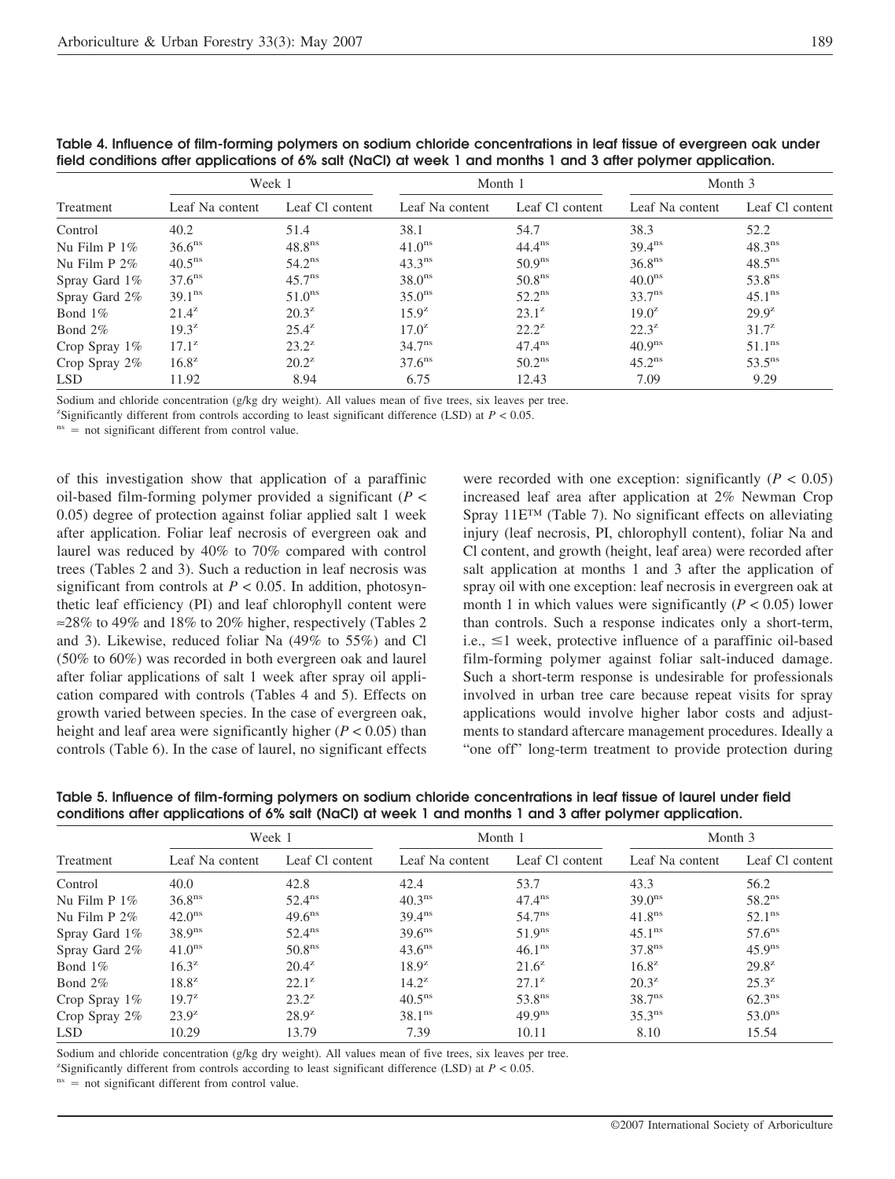**Table 4. Influence of film-forming polymers on sodium chloride concentrations in leaf tissue of evergreen oak under field conditions after applications of 6% salt (NaCl) at week 1 and months 1 and 3 after polymer application.**

| | Week 1 | | Month 1 | | Month 3 | |
|---|---|---|---|---|---|---|
| Treatment | Leaf Na content | Leaf Cl content | Leaf Na content | Leaf Cl content | Leaf Na content | Leaf Cl content |
| Control | 40.2 | 51.4 | 38.1 | 54.7 | 38.3 | 52.2 |
| Nu Film P 1% | 36.6$^{ns}$ | 48.8$^{ns}$ | 41.0$^{ns}$ | 44.4$^{ns}$ | 39.4$^{ns}$ | 48.3$^{ns}$ |
| Nu Film P 2% | 40.5$^{ns}$ | 54.2$^{ns}$ | 43.3$^{ns}$ | 50.9$^{ns}$ | 36.8$^{ns}$ | 48.5$^{ns}$ |
| Spray Gard 1% | 37.6$^{ns}$ | 45.7$^{ns}$ | 38.0$^{ns}$ | 50.8$^{ns}$ | 40.0$^{ns}$ | 53.8$^{ns}$ |
| Spray Gard 2% | 39.1$^{ns}$ | 51.0$^{ns}$ | 35.0$^{ns}$ | 52.2$^{ns}$ | 33.7$^{ns}$ | 45.1$^{ns}$ |
| Bond 1% | 21.4$^{z}$ | 20.3$^{z}$ | 15.9$^{z}$ | 23.1$^{z}$ | 19.0$^{z}$ | 29.9$^{z}$ |
| Bond 2% | 19.3$^{z}$ | 25.4$^{z}$ | 17.0$^{z}$ | 22.2$^{z}$ | 22.3$^{z}$ | 31.7$^{z}$ |
| Crop Spray 1% | 17.1$^{z}$ | 23.2$^{z}$ | 34.7$^{ns}$ | 47.4$^{ns}$ | 40.9$^{ns}$ | 51.1$^{ns}$ |
| Crop Spray 2% | 16.8$^{z}$ | 20.2$^{z}$ | 37.6$^{ns}$ | 50.2$^{ns}$ | 45.2$^{ns}$ | 53.5$^{ns}$ |
| LSD | 11.92 | 8.94 | 6.75 | 12.43 | 7.09 | 9.29 |

Sodium and chloride concentration (g/kg dry weight). All values mean of five trees, six leaves per tree.
$^{z}$Significantly different from controls according to least significant difference (LSD) at $P < 0.05$.
$^{ns}$ = not significant different from control value.

of this investigation show that application of a paraffinic oil-based film-forming polymer provided a significant ($P <$ 0.05) degree of protection against foliar applied salt 1 week after application. Foliar leaf necrosis of evergreen oak and laurel was reduced by 40% to 70% compared with control trees (Tables 2 and 3). Such a reduction in leaf necrosis was significant from controls at $P < 0.05$. In addition, photosynthetic leaf efficiency (PI) and leaf chlorophyll content were ≈28% to 49% and 18% to 20% higher, respectively (Tables 2 and 3). Likewise, reduced foliar Na (49% to 55%) and Cl (50% to 60%) was recorded in both evergreen oak and laurel after foliar applications of salt 1 week after spray oil application compared with controls (Tables 4 and 5). Effects on growth varied between species. In the case of evergreen oak, height and leaf area were significantly higher ($P < 0.05$) than controls (Table 6). In the case of laurel, no significant effects were recorded with one exception: significantly ($P < 0.05$) increased leaf area after application at 2% Newman Crop Spray 11E™ (Table 7). No significant effects on alleviating injury (leaf necrosis, PI, chlorophyll content), foliar Na and Cl content, and growth (height, leaf area) were recorded after salt application at months 1 and 3 after the application of spray oil with one exception: leaf necrosis in evergreen oak at month 1 in which values were significantly ($P < 0.05$) lower than controls. Such a response indicates only a short-term, i.e., ≤1 week, protective influence of a paraffinic oil-based film-forming polymer against foliar salt-induced damage. Such a short-term response is undesirable for professionals involved in urban tree care because repeat visits for spray applications would involve higher labor costs and adjustments to standard aftercare management procedures. Ideally a "one off" long-term treatment to provide protection during

**Table 5. Influence of film-forming polymers on sodium chloride concentrations in leaf tissue of laurel under field conditions after applications of 6% salt (NaCl) at week 1 and months 1 and 3 after polymer application.**

| | Week 1 | | Month 1 | | Month 3 | |
|---|---|---|---|---|---|---|
| Treatment | Leaf Na content | Leaf Cl content | Leaf Na content | Leaf Cl content | Leaf Na content | Leaf Cl content |
| Control | 40.0 | 42.8 | 42.4 | 53.7 | 43.3 | 56.2 |
| Nu Film P 1% | 36.8$^{ns}$ | 52.4$^{ns}$ | 40.3$^{ns}$ | 47.4$^{ns}$ | 39.0$^{ns}$ | 58.2$^{ns}$ |
| Nu Film P 2% | 42.0$^{ns}$ | 49.6$^{ns}$ | 39.4$^{ns}$ | 54.7$^{ns}$ | 41.8$^{ns}$ | 52.1$^{ns}$ |
| Spray Gard 1% | 38.9$^{ns}$ | 52.4$^{ns}$ | 39.6$^{ns}$ | 51.9$^{ns}$ | 45.1$^{ns}$ | 57.6$^{ns}$ |
| Spray Gard 2% | 41.0$^{ns}$ | 50.8$^{ns}$ | 43.6$^{ns}$ | 46.1$^{ns}$ | 37.8$^{ns}$ | 45.9$^{ns}$ |
| Bond 1% | 16.3$^{z}$ | 20.4$^{z}$ | 18.9$^{z}$ | 21.6$^{z}$ | 16.8$^{z}$ | 29.8$^{z}$ |
| Bond 2% | 18.8$^{z}$ | 22.1$^{z}$ | 14.2$^{z}$ | 27.1$^{z}$ | 20.3$^{z}$ | 25.3$^{z}$ |
| Crop Spray 1% | 19.7$^{z}$ | 23.2$^{z}$ | 40.5$^{ns}$ | 53.8$^{ns}$ | 38.7$^{ns}$ | 62.3$^{ns}$ |
| Crop Spray 2% | 23.9$^{z}$ | 28.9$^{z}$ | 38.1$^{ns}$ | 49.9$^{ns}$ | 35.3$^{ns}$ | 53.0$^{ns}$ |
| LSD | 10.29 | 13.79 | 7.39 | 10.11 | 8.10 | 15.54 |

Sodium and chloride concentration (g/kg dry weight). All values mean of five trees, six leaves per tree.
$^{z}$Significantly different from controls according to least significant difference (LSD) at $P < 0.05$.
$^{ns}$ = not significant different from control value.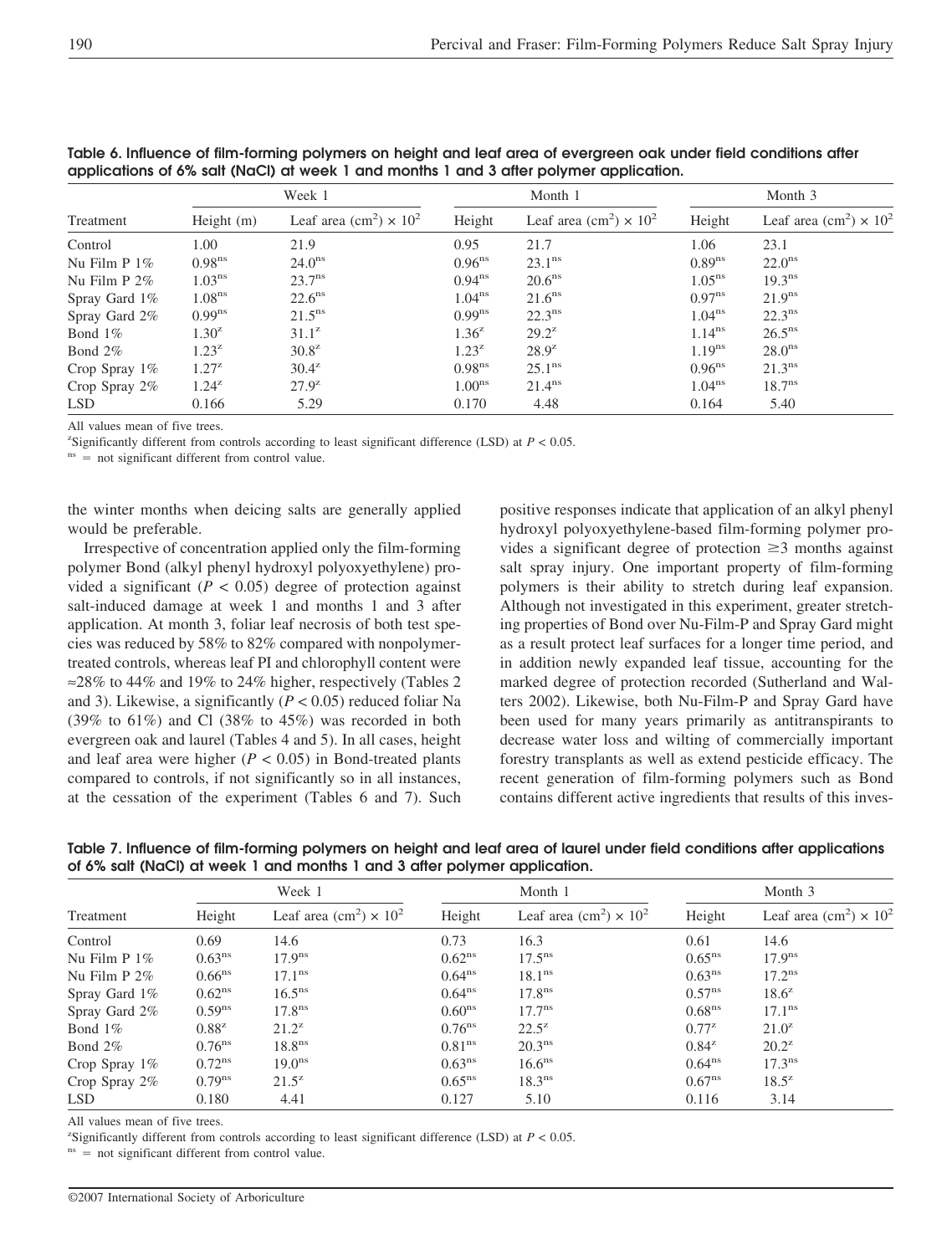**Table 6. Influence of film-forming polymers on height and leaf area of evergreen oak under field conditions after applications of 6% salt (NaCl) at week 1 and months 1 and 3 after polymer application.**

| Treatment | Week 1 | | Month 1 | | Month 3 | |
|---|---|---|---|---|---|---|
| | Height (m) | Leaf area (cm$^2$) × $10^2$ | Height | Leaf area (cm$^2$) × $10^2$ | Height | Leaf area (cm$^2$) × $10^2$ |
| Control | 1.00 | 21.9 | 0.95 | 21.7 | 1.06 | 23.1 |
| Nu Film P 1% | $0.98^{ns}$ | $24.0^{ns}$ | $0.96^{ns}$ | $23.1^{ns}$ | $0.89^{ns}$ | $22.0^{ns}$ |
| Nu Film P 2% | $1.03^{ns}$ | $23.7^{ns}$ | $0.94^{ns}$ | $20.6^{ns}$ | $1.05^{ns}$ | $19.3^{ns}$ |
| Spray Gard 1% | $1.08^{ns}$ | $22.6^{ns}$ | $1.04^{ns}$ | $21.6^{ns}$ | $0.97^{ns}$ | $21.9^{ns}$ |
| Spray Gard 2% | $0.99^{ns}$ | $21.5^{ns}$ | $0.99^{ns}$ | $22.3^{ns}$ | $1.04^{ns}$ | $22.3^{ns}$ |
| Bond 1% | $1.30^{z}$ | $31.1^{z}$ | $1.36^{z}$ | $29.2^{z}$ | $1.14^{ns}$ | $26.5^{ns}$ |
| Bond 2% | $1.23^{z}$ | $30.8^{z}$ | $1.23^{z}$ | $28.9^{z}$ | $1.19^{ns}$ | $28.0^{ns}$ |
| Crop Spray 1% | $1.27^{z}$ | $30.4^{z}$ | $0.98^{ns}$ | $25.1^{ns}$ | $0.96^{ns}$ | $21.3^{ns}$ |
| Crop Spray 2% | $1.24^{z}$ | $27.9^{z}$ | $1.00^{ns}$ | $21.4^{ns}$ | $1.04^{ns}$ | $18.7^{ns}$ |
| LSD | 0.166 | 5.29 | 0.170 | 4.48 | 0.164 | 5.40 |

All values mean of five trees.

$^z$Significantly different from controls according to least significant difference (LSD) at $P < 0.05$.

$^{ns}$ = not significant different from control value.

the winter months when deicing salts are generally applied would be preferable.

Irrespective of concentration applied only the film-forming polymer Bond (alkyl phenyl hydroxyl polyoxyethylene) provided a significant ($P < 0.05$) degree of protection against salt-induced damage at week 1 and months 1 and 3 after application. At month 3, foliar leaf necrosis of both test species was reduced by 58% to 82% compared with nonpolymer-treated controls, whereas leaf PI and chlorophyll content were ≈28% to 44% and 19% to 24% higher, respectively (Tables 2 and 3). Likewise, a significantly ($P < 0.05$) reduced foliar Na (39% to 61%) and Cl (38% to 45%) was recorded in both evergreen oak and laurel (Tables 4 and 5). In all cases, height and leaf area were higher ($P < 0.05$) in Bond-treated plants compared to controls, if not significantly so in all instances, at the cessation of the experiment (Tables 6 and 7). Such positive responses indicate that application of an alkyl phenyl hydroxyl polyoxyethylene-based film-forming polymer provides a significant degree of protection ≥3 months against salt spray injury. One important property of film-forming polymers is their ability to stretch during leaf expansion. Although not investigated in this experiment, greater stretching properties of Bond over Nu-Film-P and Spray Gard might as a result protect leaf surfaces for a longer time period, and in addition newly expanded leaf tissue, accounting for the marked degree of protection recorded (Sutherland and Walters 2002). Likewise, both Nu-Film-P and Spray Gard have been used for many years primarily as antitranspirants to decrease water loss and wilting of commercially important forestry transplants as well as extend pesticide efficacy. The recent generation of film-forming polymers such as Bond contains different active ingredients that results of this inves-

**Table 7. Influence of film-forming polymers on height and leaf area of laurel under field conditions after applications of 6% salt (NaCl) at week 1 and months 1 and 3 after polymer application.**

| Treatment | Week 1 | | Month 1 | | Month 3 | |
|---|---|---|---|---|---|---|
| | Height | Leaf area (cm$^2$) × $10^2$ | Height | Leaf area (cm$^2$) × $10^2$ | Height | Leaf area (cm$^2$) × $10^2$ |
| Control | 0.69 | 14.6 | 0.73 | 16.3 | 0.61 | 14.6 |
| Nu Film P 1% | $0.63^{ns}$ | $17.9^{ns}$ | $0.62^{ns}$ | $17.5^{ns}$ | $0.65^{ns}$ | $17.9^{ns}$ |
| Nu Film P 2% | $0.66^{ns}$ | $17.1^{ns}$ | $0.64^{ns}$ | $18.1^{ns}$ | $0.63^{ns}$ | $17.2^{ns}$ |
| Spray Gard 1% | $0.62^{ns}$ | $16.5^{ns}$ | $0.64^{ns}$ | $17.8^{ns}$ | $0.57^{ns}$ | $18.6^{z}$ |
| Spray Gard 2% | $0.59^{ns}$ | $17.8^{ns}$ | $0.60^{ns}$ | $17.7^{ns}$ | $0.68^{ns}$ | $17.1^{ns}$ |
| Bond 1% | $0.88^{z}$ | $21.2^{z}$ | $0.76^{ns}$ | $22.5^{z}$ | $0.77^{z}$ | $21.0^{z}$ |
| Bond 2% | $0.76^{ns}$ | $18.8^{ns}$ | $0.81^{ns}$ | $20.3^{ns}$ | $0.84^{z}$ | $20.2^{z}$ |
| Crop Spray 1% | $0.72^{ns}$ | $19.0^{ns}$ | $0.63^{ns}$ | $16.6^{ns}$ | $0.64^{ns}$ | $17.3^{ns}$ |
| Crop Spray 2% | $0.79^{ns}$ | $21.5^{z}$ | $0.65^{ns}$ | $18.3^{ns}$ | $0.67^{ns}$ | $18.5^{z}$ |
| LSD | 0.180 | 4.41 | 0.127 | 5.10 | 0.116 | 3.14 |

All values mean of five trees.

$^z$Significantly different from controls according to least significant difference (LSD) at $P < 0.05$.

$^{ns}$ = not significant different from control value.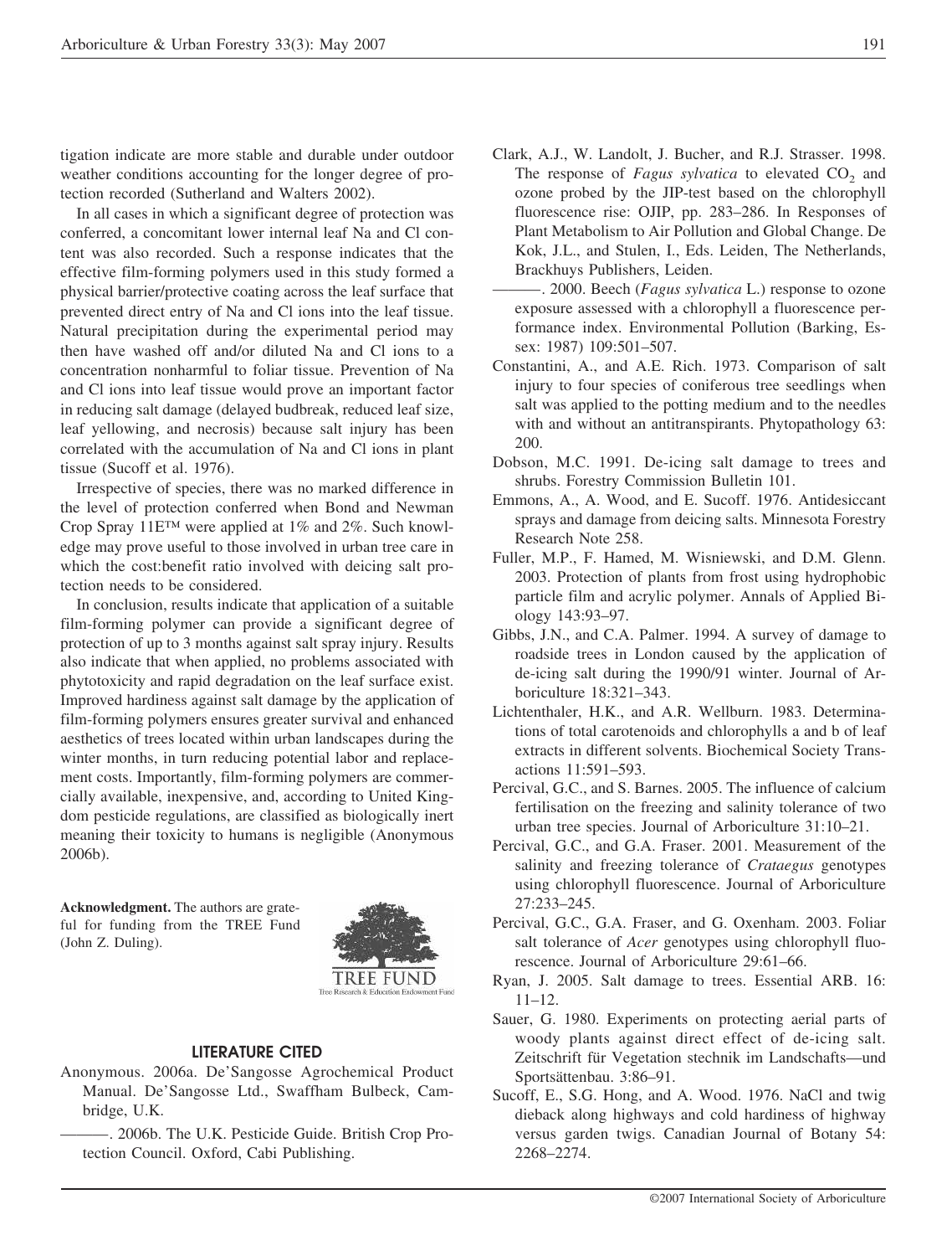tigation indicate are more stable and durable under outdoor weather conditions accounting for the longer degree of protection recorded (Sutherland and Walters 2002).

In all cases in which a significant degree of protection was conferred, a concomitant lower internal leaf Na and Cl content was also recorded. Such a response indicates that the effective film-forming polymers used in this study formed a physical barrier/protective coating across the leaf surface that prevented direct entry of Na and Cl ions into the leaf tissue. Natural precipitation during the experimental period may then have washed off and/or diluted Na and Cl ions to a concentration nonharmful to foliar tissue. Prevention of Na and Cl ions into leaf tissue would prove an important factor in reducing salt damage (delayed budbreak, reduced leaf size, leaf yellowing, and necrosis) because salt injury has been correlated with the accumulation of Na and Cl ions in plant tissue (Sucoff et al. 1976).

Irrespective of species, there was no marked difference in the level of protection conferred when Bond and Newman Crop Spray 11E™ were applied at 1% and 2%. Such knowledge may prove useful to those involved in urban tree care in which the cost:benefit ratio involved with deicing salt protection needs to be considered.

In conclusion, results indicate that application of a suitable film-forming polymer can provide a significant degree of protection of up to 3 months against salt spray injury. Results also indicate that when applied, no problems associated with phytotoxicity and rapid degradation on the leaf surface exist. Improved hardiness against salt damage by the application of film-forming polymers ensures greater survival and enhanced aesthetics of trees located within urban landscapes during the winter months, in turn reducing potential labor and replacement costs. Importantly, film-forming polymers are commercially available, inexpensive, and, according to United Kingdom pesticide regulations, are classified as biologically inert meaning their toxicity to humans is negligible (Anonymous 2006b).

**Acknowledgment.** The authors are grateful for funding from the TREE Fund (John Z. Duling).

## LITERATURE CITED

Anonymous. 2006a. De'Sangosse Agrochemical Product Manual. De'Sangosse Ltd., Swaffham Bulbeck, Cambridge, U.K.

———. 2006b. The U.K. Pesticide Guide. British Crop Protection Council. Oxford, Cabi Publishing.

Clark, A.J., W. Landolt, J. Bucher, and R.J. Strasser. 1998. The response of *Fagus sylvatica* to elevated $CO_2$ and ozone probed by the JIP-test based on the chlorophyll fluorescence rise: OJIP, pp. 283–286. In Responses of Plant Metabolism to Air Pollution and Global Change. De Kok, J.L., and Stulen, I., Eds. Leiden, The Netherlands, Brackhuys Publishers, Leiden.

———. 2000. Beech (*Fagus sylvatica* L.) response to ozone exposure assessed with a chlorophyll a fluorescence performance index. Environmental Pollution (Barking, Essex: 1987) 109:501–507.

Constantini, A., and A.E. Rich. 1973. Comparison of salt injury to four species of coniferous tree seedlings when salt was applied to the potting medium and to the needles with and without an antitranspirants. Phytopathology 63: 200.

Dobson, M.C. 1991. De-icing salt damage to trees and shrubs. Forestry Commission Bulletin 101.

Emmons, A., A. Wood, and E. Sucoff. 1976. Antidesiccant sprays and damage from deicing salts. Minnesota Forestry Research Note 258.

Fuller, M.P., F. Hamed, M. Wisniewski, and D.M. Glenn. 2003. Protection of plants from frost using hydrophobic particle film and acrylic polymer. Annals of Applied Biology 143:93–97.

Gibbs, J.N., and C.A. Palmer. 1994. A survey of damage to roadside trees in London caused by the application of de-icing salt during the 1990/91 winter. Journal of Arboriculture 18:321–343.

Lichtenthaler, H.K., and A.R. Wellburn. 1983. Determinations of total carotenoids and chlorophylls a and b of leaf extracts in different solvents. Biochemical Society Transactions 11:591–593.

Percival, G.C., and S. Barnes. 2005. The influence of calcium fertilisation on the freezing and salinity tolerance of two urban tree species. Journal of Arboriculture 31:10–21.

Percival, G.C., and G.A. Fraser. 2001. Measurement of the salinity and freezing tolerance of *Crataegus* genotypes using chlorophyll fluorescence. Journal of Arboriculture 27:233–245.

Percival, G.C., G.A. Fraser, and G. Oxenham. 2003. Foliar salt tolerance of *Acer* genotypes using chlorophyll fluorescence. Journal of Arboriculture 29:61–66.

Ryan, J. 2005. Salt damage to trees. Essential ARB. 16: 11–12.

Sauer, G. 1980. Experiments on protecting aerial parts of woody plants against direct effect of de-icing salt. Zeitschrift für Vegetation stechnik im Landschafts—und Sportsättenbau. 3:86–91.

Sucoff, E., S.G. Hong, and A. Wood. 1976. NaCl and twig dieback along highways and cold hardiness of highway versus garden twigs. Canadian Journal of Botany 54: 2268–2274.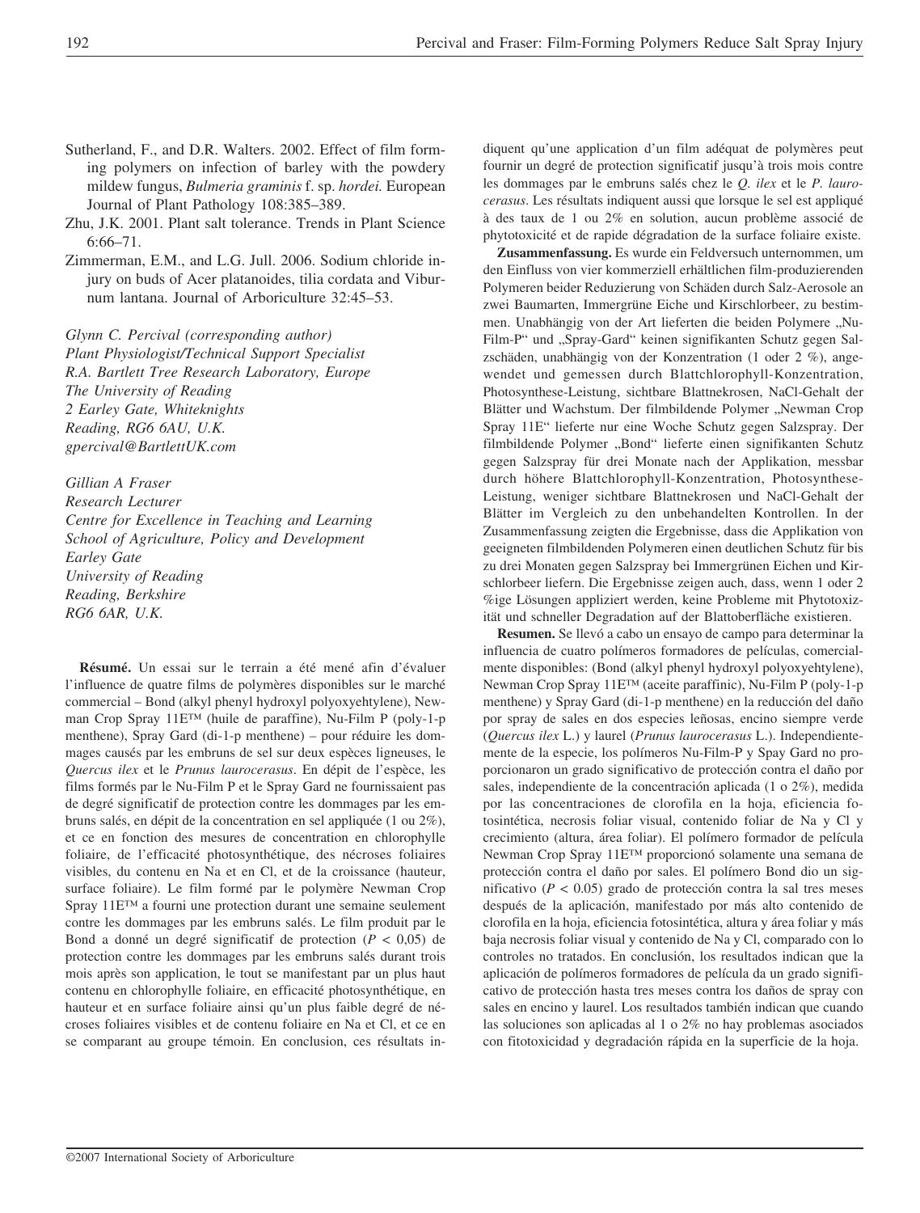Sutherland, F., and D.R. Walters. 2002. Effect of film forming polymers on infection of barley with the powdery mildew fungus, *Bulmeria graminis* f. sp. *hordei.* European Journal of Plant Pathology 108:385–389.

Zhu, J.K. 2001. Plant salt tolerance. Trends in Plant Science 6:66–71.

Zimmerman, E.M., and L.G. Jull. 2006. Sodium chloride injury on buds of Acer platanoides, tilia cordata and Viburnum lantana. Journal of Arboriculture 32:45–53.

*Glynn C. Percival (corresponding author)*
*Plant Physiologist/Technical Support Specialist*
*R.A. Bartlett Tree Research Laboratory, Europe*
*The University of Reading*
*2 Earley Gate, Whiteknights*
*Reading, RG6 6AU, U.K.*
*gpercival@BartlettUK.com*

*Gillian A Fraser*
*Research Lecturer*
*Centre for Excellence in Teaching and Learning*
*School of Agriculture, Policy and Development*
*Earley Gate*
*University of Reading*
*Reading, Berkshire*
*RG6 6AR, U.K.*

**Résumé.** Un essai sur le terrain a été mené afin d'évaluer l'influence de quatre films de polymères disponibles sur le marché commercial – Bond (alkyl phenyl hydroxyl polyoxyehtylene), Newman Crop Spray 11E™ (huile de paraffine), Nu-Film P (poly-1-p menthene), Spray Gard (di-1-p menthene) – pour réduire les dommages causés par les embruns de sel sur deux espèces ligneuses, le *Quercus ilex* et le *Prunus laurocerasus*. En dépit de l'espèce, les films formés par le Nu-Film P et le Spray Gard ne fournissaient pas de degré significatif de protection contre les dommages par les embruns salés, en dépit de la concentration en sel appliquée (1 ou 2%), et ce en fonction des mesures de concentration en chlorophylle foliaire, de l'efficacité photosynthétique, des nécroses foliaires visibles, du contenu en Na et en Cl, et de la croissance (hauteur, surface foliaire). Le film formé par le polymère Newman Crop Spray 11E™ a fourni une protection durant une semaine seulement contre les dommages par les embruns salés. Le film produit par le Bond a donné un degré significatif de protection ($P < 0,05$) de protection contre les dommages par les embruns salés durant trois mois après son application, le tout se manifestant par un plus haut contenu en chlorophylle foliaire, en efficacité photosynthétique, en hauteur et en surface foliaire ainsi qu'un plus faible degré de nécroses foliaires visibles et de contenu foliaire en Na et Cl, et ce en se comparant au groupe témoin. En conclusion, ces résultats indiquent qu'une application d'un film adéquat de polymères peut fournir un degré de protection significatif jusqu'à trois mois contre les dommages par le embruns salés chez le *Q. ilex* et le *P. laurocerasus*. Les résultats indiquent aussi que lorsque le sel est appliqué à des taux de 1 ou 2% en solution, aucun problème associé de phytotoxicité et de rapide dégradation de la surface foliaire existe.

**Zusammenfassung.** Es wurde ein Feldversuch unternommen, um den Einfluss von vier kommerziell erhältlichen film-produzierenden Polymeren beider Reduzierung von Schäden durch Salz-Aerosole an zwei Baumarten, Immergrüne Eiche und Kirschlorbeer, zu bestimmen. Unabhängig von der Art lieferten die beiden Polymere „Nu-Film-P" und „Spray-Gard" keinen signifikanten Schutz gegen Salzschäden, unabhängig von der Konzentration (1 oder 2 %), angewendet und gemessen durch Blattchlorophyll-Konzentration, Photosynthese-Leistung, sichtbare Blattnekrosen, NaCl-Gehalt der Blätter und Wachstum. Der filmbildende Polymer „Newman Crop Spray 11E" lieferte nur eine Woche Schutz gegen Salzspray. Der filmbildende Polymer „Bond" lieferte einen signifikanten Schutz gegen Salzspray für drei Monate nach der Applikation, messbar durch höhere Blattchlorophyll-Konzentration, Photosynthese-Leistung, weniger sichtbare Blattnekrosen und NaCl-Gehalt der Blätter im Vergleich zu den unbehandelten Kontrollen. In der Zusammenfassung zeigten die Ergebnisse, dass die Applikation von geeigneten filmbildenden Polymeren einen deutlichen Schutz für bis zu drei Monaten gegen Salzspray bei Immergrünen Eichen und Kirschlorbeer liefern. Die Ergebnisse zeigen auch, dass, wenn 1 oder 2 %ige Lösungen appliziert werden, keine Probleme mit Phytotoxizität und schneller Degradation auf der Blattoberfläche existieren.

**Resumen.** Se llevó a cabo un ensayo de campo para determinar la influencia de cuatro polímeros formadores de películas, comercialmente disponibles: (Bond (alkyl phenyl hydroxyl polyoxyehtylene), Newman Crop Spray 11E™ (aceite paraffinic), Nu-Film P (poly-1-p menthene) y Spray Gard (di-1-p menthene) en la reducción del daño por spray de sales en dos especies leñosas, encino siempre verde (*Quercus ilex* L.) y laurel (*Prunus laurocerasus* L.). Independientemente de la especie, los polímeros Nu-Film-P y Spay Gard no proporcionaron un grado significativo de protección contra el daño por sales, independiente de la concentración aplicada (1 o 2%), medida por las concentraciones de clorofila en la hoja, eficiencia fotosintética, necrosis foliar visual, contenido foliar de Na y Cl y crecimiento (altura, área foliar). El polímero formador de película Newman Crop Spray 11E™ proporcionó solamente una semana de protección contra el daño por sales. El polímero Bond dio un significativo ($P < 0.05$) grado de protección contra la sal tres meses después de la aplicación, manifestado por más alto contenido de clorofila en la hoja, eficiencia fotosintética, altura y área foliar y más baja necrosis foliar visual y contenido de Na y Cl, comparado con lo controles no tratados. En conclusión, los resultados indican que la aplicación de polímeros formadores de película da un grado significativo de protección hasta tres meses contra los daños de spray con sales en encino y laurel. Los resultados también indican que cuando las soluciones son aplicadas al 1 o 2% no hay problemas asociados con fitotoxicidad y degradación rápida en la superficie de la hoja.